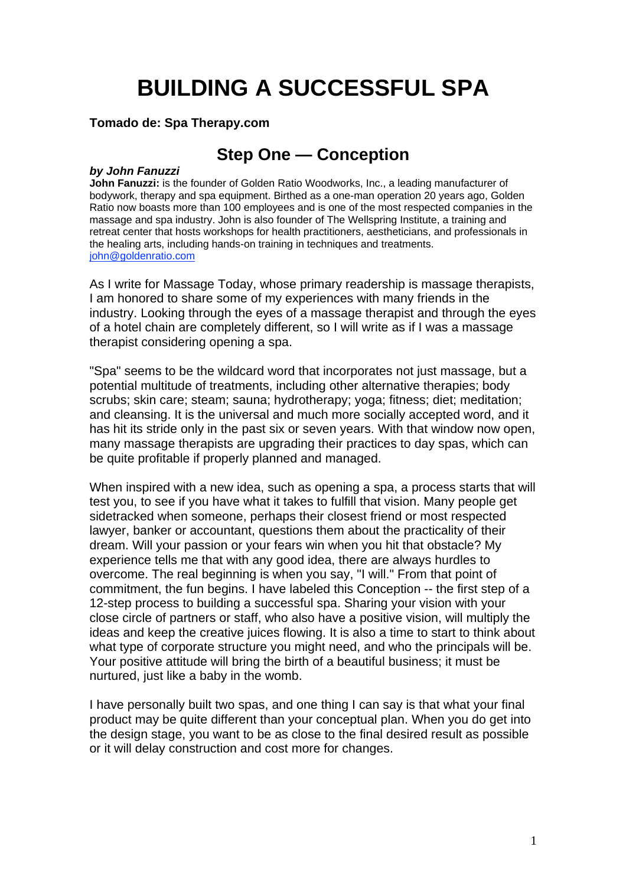# BUILDING A SUCCESSFUL SPA

**Tomado de: Spa Therapy.com**

## Step One — Conception

***by John Fanuzzi***

**John Fanuzzi:** is the founder of Golden Ratio Woodworks, Inc., a leading manufacturer of bodywork, therapy and spa equipment. Birthed as a one-man operation 20 years ago, Golden Ratio now boasts more than 100 employees and is one of the most respected companies in the massage and spa industry. John is also founder of The Wellspring Institute, a training and retreat center that hosts workshops for health practitioners, aestheticians, and professionals in the healing arts, including hands-on training in techniques and treatments. john@goldenratio.com

As I write for Massage Today, whose primary readership is massage therapists, I am honored to share some of my experiences with many friends in the industry. Looking through the eyes of a massage therapist and through the eyes of a hotel chain are completely different, so I will write as if I was a massage therapist considering opening a spa.

"Spa" seems to be the wildcard word that incorporates not just massage, but a potential multitude of treatments, including other alternative therapies; body scrubs; skin care; steam; sauna; hydrotherapy; yoga; fitness; diet; meditation; and cleansing. It is the universal and much more socially accepted word, and it has hit its stride only in the past six or seven years. With that window now open, many massage therapists are upgrading their practices to day spas, which can be quite profitable if properly planned and managed.

When inspired with a new idea, such as opening a spa, a process starts that will test you, to see if you have what it takes to fulfill that vision. Many people get sidetracked when someone, perhaps their closest friend or most respected lawyer, banker or accountant, questions them about the practicality of their dream. Will your passion or your fears win when you hit that obstacle? My experience tells me that with any good idea, there are always hurdles to overcome. The real beginning is when you say, "I will." From that point of commitment, the fun begins. I have labeled this Conception -- the first step of a 12-step process to building a successful spa. Sharing your vision with your close circle of partners or staff, who also have a positive vision, will multiply the ideas and keep the creative juices flowing. It is also a time to start to think about what type of corporate structure you might need, and who the principals will be. Your positive attitude will bring the birth of a beautiful business; it must be nurtured, just like a baby in the womb.

I have personally built two spas, and one thing I can say is that what your final product may be quite different than your conceptual plan. When you do get into the design stage, you want to be as close to the final desired result as possible or it will delay construction and cost more for changes.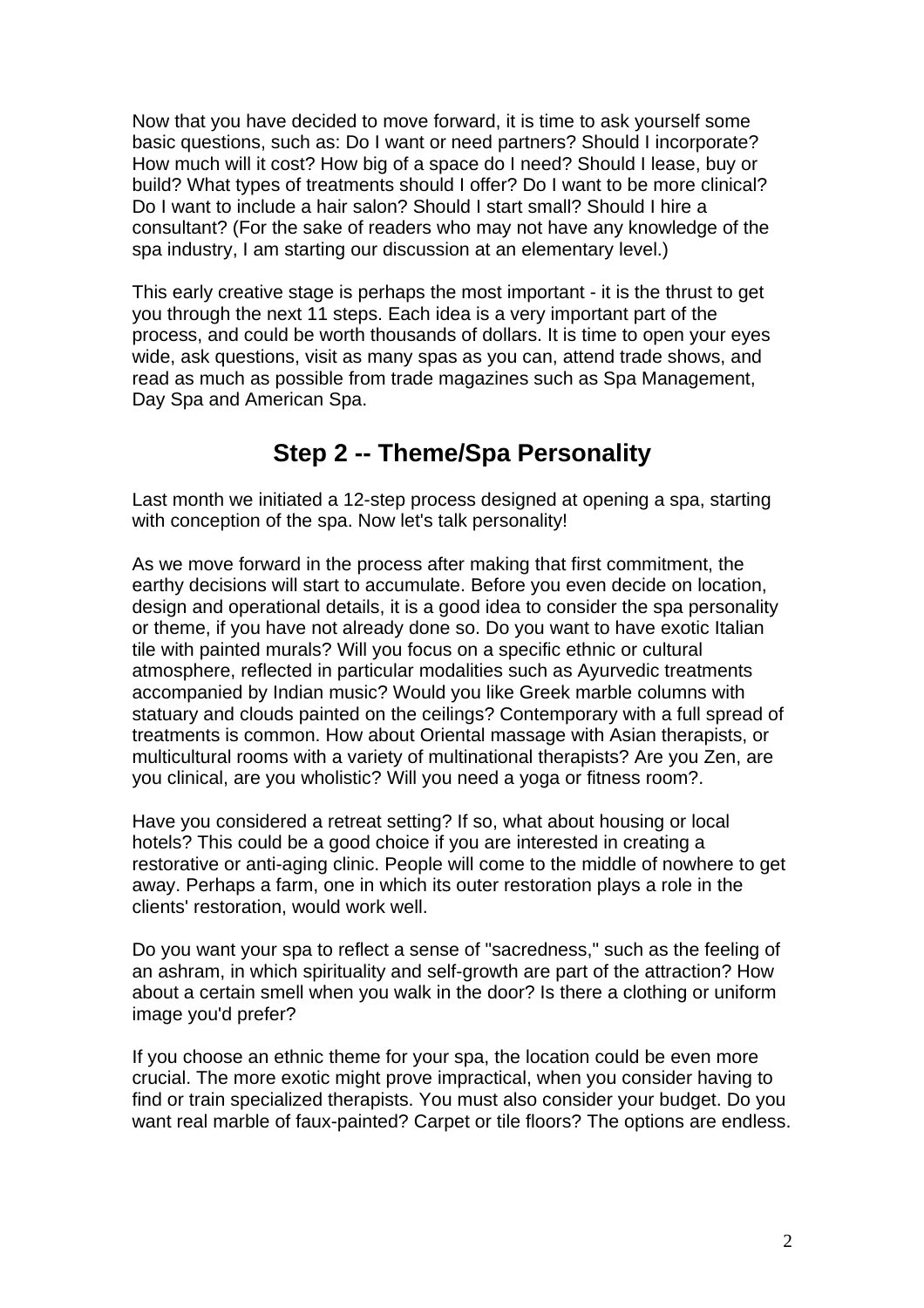Now that you have decided to move forward, it is time to ask yourself some basic questions, such as: Do I want or need partners? Should I incorporate? How much will it cost? How big of a space do I need? Should I lease, buy or build? What types of treatments should I offer? Do I want to be more clinical? Do I want to include a hair salon? Should I start small? Should I hire a consultant? (For the sake of readers who may not have any knowledge of the spa industry, I am starting our discussion at an elementary level.)

This early creative stage is perhaps the most important - it is the thrust to get you through the next 11 steps. Each idea is a very important part of the process, and could be worth thousands of dollars. It is time to open your eyes wide, ask questions, visit as many spas as you can, attend trade shows, and read as much as possible from trade magazines such as Spa Management, Day Spa and American Spa.

## Step 2 -- Theme/Spa Personality

Last month we initiated a 12-step process designed at opening a spa, starting with conception of the spa. Now let's talk personality!

As we move forward in the process after making that first commitment, the earthy decisions will start to accumulate. Before you even decide on location, design and operational details, it is a good idea to consider the spa personality or theme, if you have not already done so. Do you want to have exotic Italian tile with painted murals? Will you focus on a specific ethnic or cultural atmosphere, reflected in particular modalities such as Ayurvedic treatments accompanied by Indian music? Would you like Greek marble columns with statuary and clouds painted on the ceilings? Contemporary with a full spread of treatments is common. How about Oriental massage with Asian therapists, or multicultural rooms with a variety of multinational therapists? Are you Zen, are you clinical, are you wholistic? Will you need a yoga or fitness room?.

Have you considered a retreat setting? If so, what about housing or local hotels? This could be a good choice if you are interested in creating a restorative or anti-aging clinic. People will come to the middle of nowhere to get away. Perhaps a farm, one in which its outer restoration plays a role in the clients' restoration, would work well.

Do you want your spa to reflect a sense of "sacredness," such as the feeling of an ashram, in which spirituality and self-growth are part of the attraction? How about a certain smell when you walk in the door? Is there a clothing or uniform image you'd prefer?

If you choose an ethnic theme for your spa, the location could be even more crucial. The more exotic might prove impractical, when you consider having to find or train specialized therapists. You must also consider your budget. Do you want real marble of faux-painted? Carpet or tile floors? The options are endless.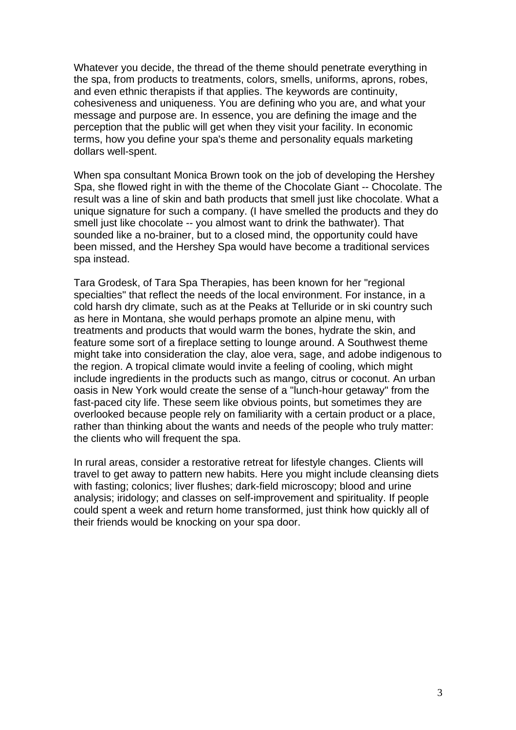Whatever you decide, the thread of the theme should penetrate everything in the spa, from products to treatments, colors, smells, uniforms, aprons, robes, and even ethnic therapists if that applies. The keywords are continuity, cohesiveness and uniqueness. You are defining who you are, and what your message and purpose are. In essence, you are defining the image and the perception that the public will get when they visit your facility. In economic terms, how you define your spa's theme and personality equals marketing dollars well-spent.

When spa consultant Monica Brown took on the job of developing the Hershey Spa, she flowed right in with the theme of the Chocolate Giant -- Chocolate. The result was a line of skin and bath products that smell just like chocolate. What a unique signature for such a company. (I have smelled the products and they do smell just like chocolate -- you almost want to drink the bathwater). That sounded like a no-brainer, but to a closed mind, the opportunity could have been missed, and the Hershey Spa would have become a traditional services spa instead.

Tara Grodesk, of Tara Spa Therapies, has been known for her "regional specialties" that reflect the needs of the local environment. For instance, in a cold harsh dry climate, such as at the Peaks at Telluride or in ski country such as here in Montana, she would perhaps promote an alpine menu, with treatments and products that would warm the bones, hydrate the skin, and feature some sort of a fireplace setting to lounge around. A Southwest theme might take into consideration the clay, aloe vera, sage, and adobe indigenous to the region. A tropical climate would invite a feeling of cooling, which might include ingredients in the products such as mango, citrus or coconut. An urban oasis in New York would create the sense of a "lunch-hour getaway" from the fast-paced city life. These seem like obvious points, but sometimes they are overlooked because people rely on familiarity with a certain product or a place, rather than thinking about the wants and needs of the people who truly matter: the clients who will frequent the spa.

In rural areas, consider a restorative retreat for lifestyle changes. Clients will travel to get away to pattern new habits. Here you might include cleansing diets with fasting; colonics; liver flushes; dark-field microscopy; blood and urine analysis; iridology; and classes on self-improvement and spirituality. If people could spent a week and return home transformed, just think how quickly all of their friends would be knocking on your spa door.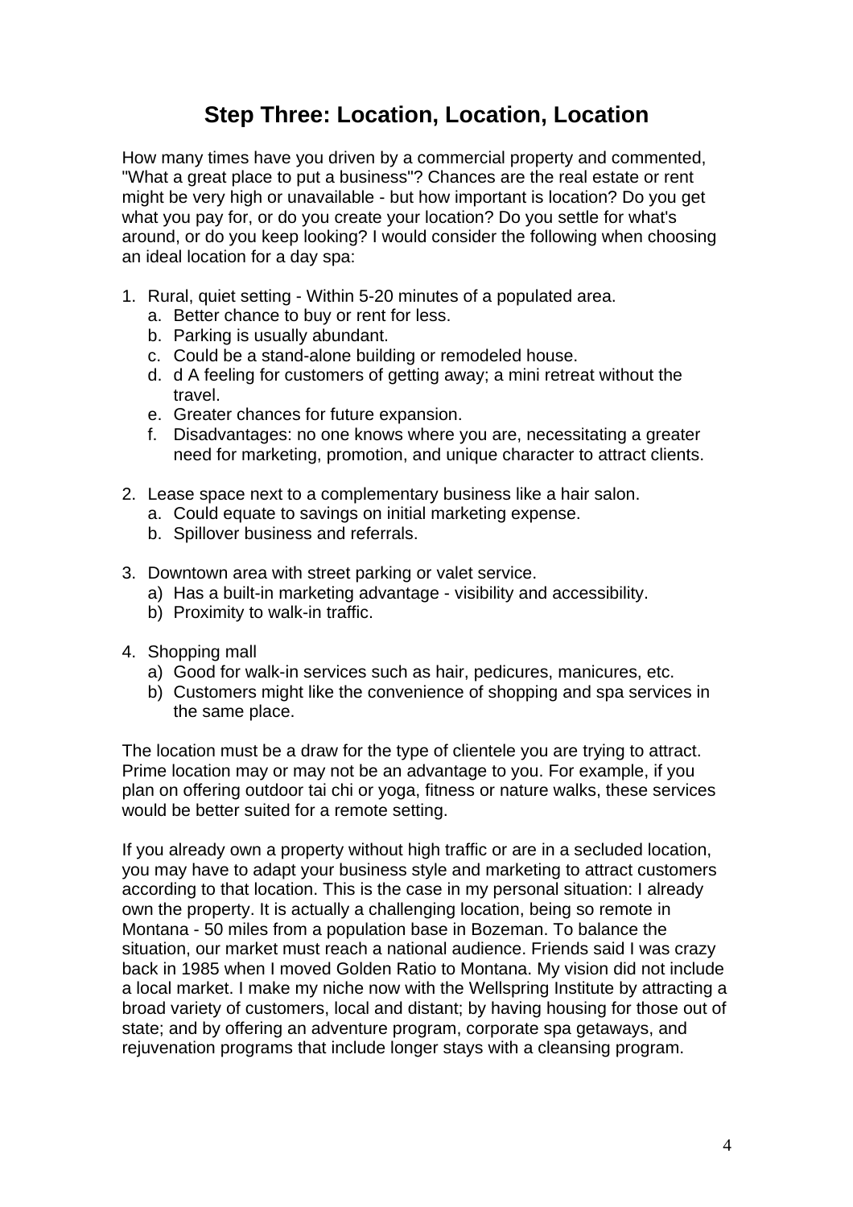## Step Three: Location, Location, Location

How many times have you driven by a commercial property and commented, "What a great place to put a business"? Chances are the real estate or rent might be very high or unavailable - but how important is location? Do you get what you pay for, or do you create your location? Do you settle for what's around, or do you keep looking? I would consider the following when choosing an ideal location for a day spa:

1. Rural, quiet setting - Within 5-20 minutes of a populated area.
   a. Better chance to buy or rent for less.
   b. Parking is usually abundant.
   c. Could be a stand-alone building or remodeled house.
   d. d A feeling for customers of getting away; a mini retreat without the travel.
   e. Greater chances for future expansion.
   f. Disadvantages: no one knows where you are, necessitating a greater need for marketing, promotion, and unique character to attract clients.

2. Lease space next to a complementary business like a hair salon.
   a. Could equate to savings on initial marketing expense.
   b. Spillover business and referrals.

3. Downtown area with street parking or valet service.
   a) Has a built-in marketing advantage - visibility and accessibility.
   b) Proximity to walk-in traffic.

4. Shopping mall
   a) Good for walk-in services such as hair, pedicures, manicures, etc.
   b) Customers might like the convenience of shopping and spa services in the same place.

The location must be a draw for the type of clientele you are trying to attract. Prime location may or may not be an advantage to you. For example, if you plan on offering outdoor tai chi or yoga, fitness or nature walks, these services would be better suited for a remote setting.

If you already own a property without high traffic or are in a secluded location, you may have to adapt your business style and marketing to attract customers according to that location. This is the case in my personal situation: I already own the property. It is actually a challenging location, being so remote in Montana - 50 miles from a population base in Bozeman. To balance the situation, our market must reach a national audience. Friends said I was crazy back in 1985 when I moved Golden Ratio to Montana. My vision did not include a local market. I make my niche now with the Wellspring Institute by attracting a broad variety of customers, local and distant; by having housing for those out of state; and by offering an adventure program, corporate spa getaways, and rejuvenation programs that include longer stays with a cleansing program.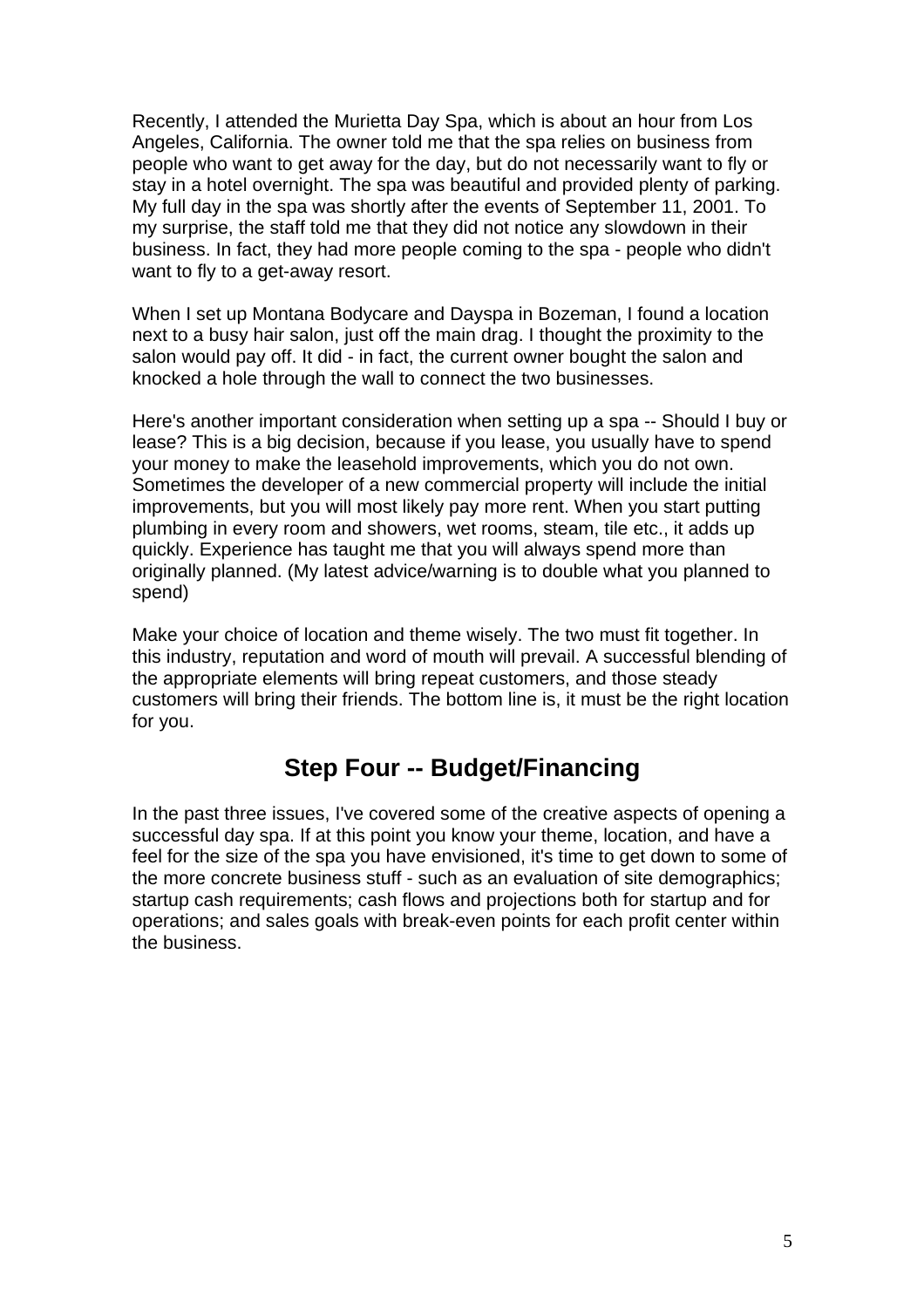Recently, I attended the Murietta Day Spa, which is about an hour from Los Angeles, California. The owner told me that the spa relies on business from people who want to get away for the day, but do not necessarily want to fly or stay in a hotel overnight. The spa was beautiful and provided plenty of parking. My full day in the spa was shortly after the events of September 11, 2001. To my surprise, the staff told me that they did not notice any slowdown in their business. In fact, they had more people coming to the spa - people who didn't want to fly to a get-away resort.

When I set up Montana Bodycare and Dayspa in Bozeman, I found a location next to a busy hair salon, just off the main drag. I thought the proximity to the salon would pay off. It did - in fact, the current owner bought the salon and knocked a hole through the wall to connect the two businesses.

Here's another important consideration when setting up a spa -- Should I buy or lease? This is a big decision, because if you lease, you usually have to spend your money to make the leasehold improvements, which you do not own. Sometimes the developer of a new commercial property will include the initial improvements, but you will most likely pay more rent. When you start putting plumbing in every room and showers, wet rooms, steam, tile etc., it adds up quickly. Experience has taught me that you will always spend more than originally planned. (My latest advice/warning is to double what you planned to spend)

Make your choice of location and theme wisely. The two must fit together. In this industry, reputation and word of mouth will prevail. A successful blending of the appropriate elements will bring repeat customers, and those steady customers will bring their friends. The bottom line is, it must be the right location for you.

## Step Four -- Budget/Financing

In the past three issues, I've covered some of the creative aspects of opening a successful day spa. If at this point you know your theme, location, and have a feel for the size of the spa you have envisioned, it's time to get down to some of the more concrete business stuff - such as an evaluation of site demographics; startup cash requirements; cash flows and projections both for startup and for operations; and sales goals with break-even points for each profit center within the business.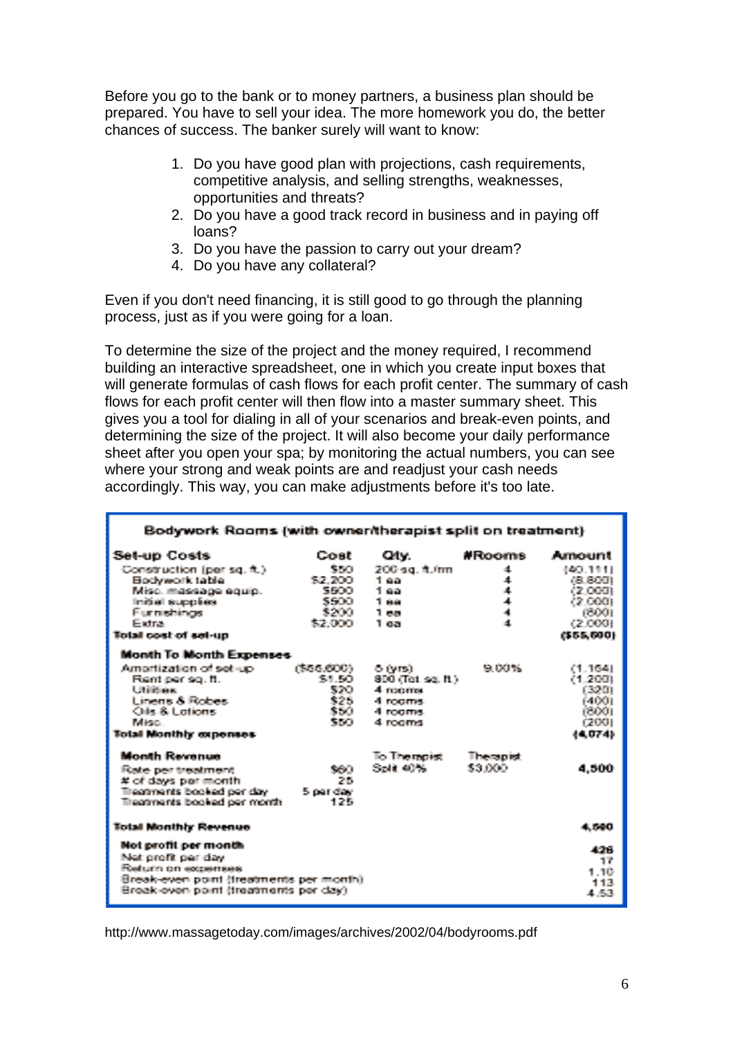Before you go to the bank or to money partners, a business plan should be prepared. You have to sell your idea. The more homework you do, the better chances of success. The banker surely will want to know:

1. Do you have good plan with projections, cash requirements, competitive analysis, and selling strengths, weaknesses, opportunities and threats?
2. Do you have a good track record in business and in paying off loans?
3. Do you have the passion to carry out your dream?
4. Do you have any collateral?

Even if you don't need financing, it is still good to go through the planning process, just as if you were going for a loan.

To determine the size of the project and the money required, I recommend building an interactive spreadsheet, one in which you create input boxes that will generate formulas of cash flows for each profit center. The summary of cash flows for each profit center will then flow into a master summary sheet. This gives you a tool for dialing in all of your scenarios and break-even points, and determining the size of the project. It will also become your daily performance sheet after you open your spa; by monitoring the actual numbers, you can see where your strong and weak points are and readjust your cash needs accordingly. This way, you can make adjustments before it's too late.

**Bodywork Rooms (with owner/therapist split on treatment)**

| Set-up Costs | Cost | Qty. | #Rooms | Amount |
|---|---|---|---|---|
| Construction (per sq. ft.) | $50 | 200 sq. ft./rm | 4 | (40,111) |
| Bodywork table | $2,200 | 1 ea | 4 | (8,800) |
| Misc. massage equip. | $500 | 1 ea | 4 | (2,000) |
| Initial supplies | $500 | 1 ea | 4 | (2,000) |
| Furnishings | $200 | 1 ea | 4 | (800) |
| Extra | $2,000 | 1 ea | 4 | (2,000) |
| **Total cost of set-up** | | | | **($55,600)** |
| **Month To Month Expenses** | | | | |
| Amortization of set-up | ($55,600) | 5 (yrs) | 9.00% | (1,164) |
| Rent per sq. ft. | $1.50 | 800 (Tot sq. ft.) | | (1,200) |
| Utilities | $20 | 4 rooms | | (320) |
| Linens & Robes | $25 | 4 rooms | | (400) |
| Oils & Lotions | $50 | 4 rooms | | (800) |
| Misc. | $50 | 4 rooms | | (200) |
| **Total Monthly expenses** | | | | **(4,074)** |
| **Month Revenue** | | To Therapist | Therapist | |
| Rate per treatment | $60 | Split 40% | $3,000 | **4,500** |
| # of days per month | 25 | | | |
| Treatments booked per day | 5 per day | | | |
| Treatments booked per month | 125 | | | |
| **Total Monthly Revenue** | | | | **4,500** |
| **Net profit per month** | | | | **426** |
| Net profit per day | | | | 17 |
| Return on expenses | | | | 1.10 |
| Break-even point (treatments per month) | | | | 113 |
| Break-even point (treatments per day) | | | | 4.53 |

http://www.massagetoday.com/images/archives/2002/04/bodyrooms.pdf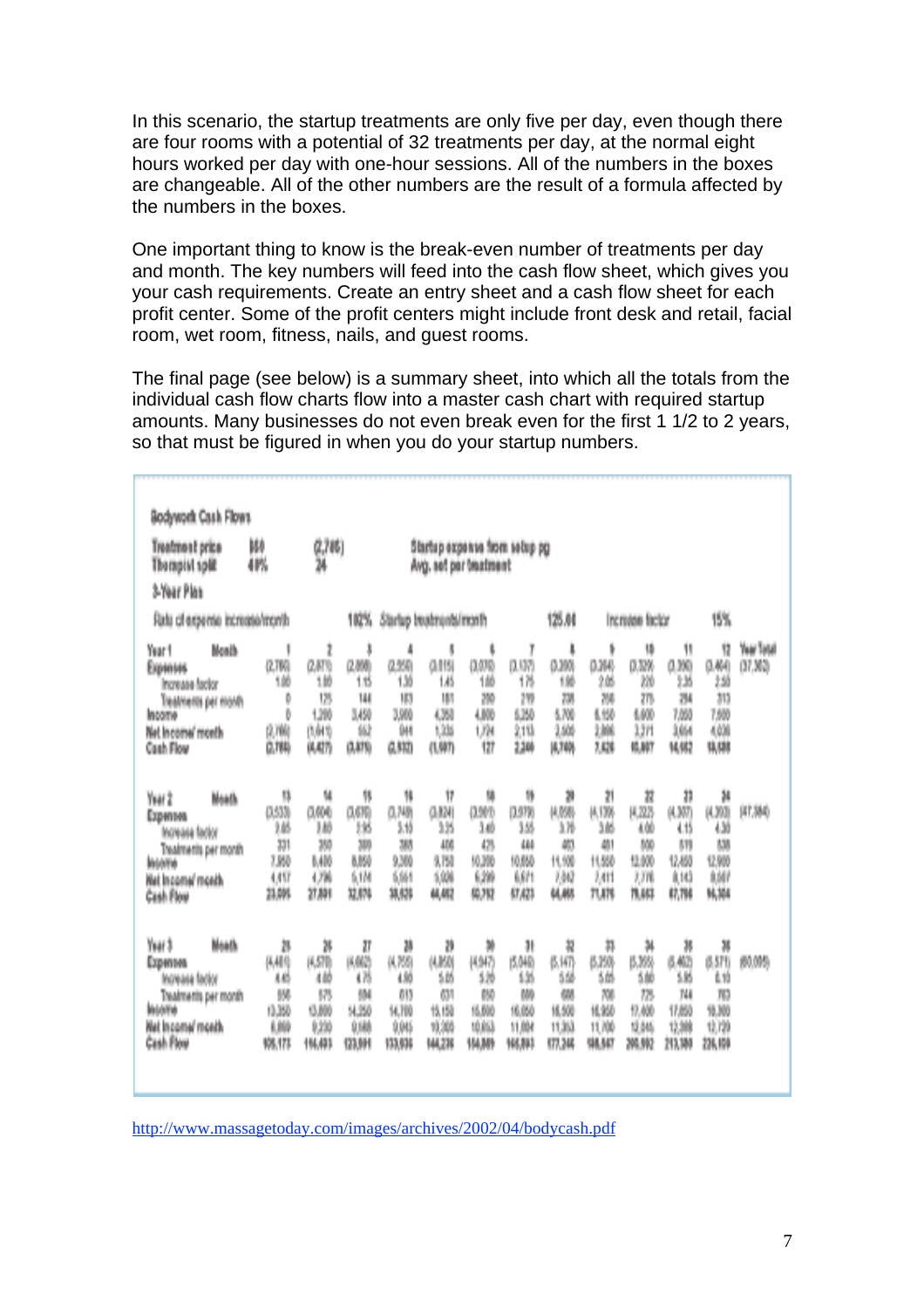In this scenario, the startup treatments are only five per day, even though there are four rooms with a potential of 32 treatments per day, at the normal eight hours worked per day with one-hour sessions. All of the numbers in the boxes are changeable. All of the other numbers are the result of a formula affected by the numbers in the boxes.

One important thing to know is the break-even number of treatments per day and month. The key numbers will feed into the cash flow sheet, which gives you your cash requirements. Create an entry sheet and a cash flow sheet for each profit center. Some of the profit centers might include front desk and retail, facial room, wet room, fitness, nails, and guest rooms.

The final page (see below) is a summary sheet, into which all the totals from the individual cash flow charts flow into a master cash chart with required startup amounts. Many businesses do not even break even for the first 1 1/2 to 2 years, so that must be figured in when you do your startup numbers.

**Bodywork Cash Flows**

| | | | |
|---|---|---|---|
| Treatment price | $60 | (2,780) | Startup expense from setup pg |
| Therapist split | 40% | 24 | Avg. net per treatment |

**3-Year Plan**

Rate of expense increase/month: 102% — Startup treatments/month: 125.00 — Increase factor: 15%

| Year 1 / Month | 1 | 2 | 3 | 4 | 5 | 6 | 7 | 8 | 9 | 10 | 11 | 12 | Year Total |
|---|---|---|---|---|---|---|---|---|---|---|---|---|---|
| Expenses | (2,780) | (2,871) | (2,898) | (2,950) | (3,015) | (3,070) | (3,137) | (3,200) | (3,264) | (3,329) | (3,396) | (3,464) | (37,382) |
| Increase factor | 1.00 | 1.00 | 1.15 | 1.30 | 1.45 | 1.60 | 1.75 | 1.90 | 2.05 | 2.20 | 2.35 | 2.50 | |
| Treatments per month | 0 | 50 | 144 | 163 | 181 | 200 | 219 | 238 | 256 | 275 | 294 | 313 | |
| Income | 0 | 1,200 | 3,450 | 3,900 | 4,350 | 4,800 | 5,250 | 5,700 | 6,150 | 6,600 | 7,050 | 7,500 | |
| Net Income/ month | (2,780) | (1,671) | 552 | 950 | 1,335 | 1,730 | 2,113 | 2,500 | 2,886 | 3,271 | 3,654 | 4,036 | |
| Cash Flow | (2,780) | (4,451) | (3,899) | (2,949) | (1,614) | 127 | 2,240 | 4,740 | 7,626 | 10,897 | 14,552 | 18,588 | |

| Year 2 / Month | 13 | 14 | 15 | 16 | 17 | 18 | 19 | 20 | 21 | 22 | 23 | 24 | Year Total |
|---|---|---|---|---|---|---|---|---|---|---|---|---|---|
| Expenses | (3,533) | (3,604) | (3,676) | (3,749) | (3,824) | (3,901) | (3,979) | (4,058) | (4,139) | (4,222) | (4,307) | (4,393) | (47,384) |
| Increase factor | 2.65 | 2.80 | 2.95 | 3.10 | 3.25 | 3.40 | 3.55 | 3.70 | 3.85 | 4.00 | 4.15 | 4.30 | |
| Treatments per month | 331 | 350 | 369 | 388 | 406 | 425 | 444 | 463 | 481 | 500 | 519 | 538 | |
| Income | 7,950 | 8,400 | 8,850 | 9,300 | 9,750 | 10,200 | 10,650 | 11,100 | 11,550 | 12,000 | 12,450 | 12,900 | |
| Net Income/ month | 4,417 | 4,796 | 5,174 | 5,551 | 5,926 | 6,299 | 6,671 | 7,042 | 7,411 | 7,778 | 8,143 | 8,507 | |
| Cash Flow | 23,005 | 27,801 | 32,975 | 38,526 | 44,452 | 50,751 | 57,422 | 64,465 | 71,876 | 79,653 | 87,796 | 96,304 | |

| Year 3 / Month | 25 | 26 | 27 | 28 | 29 | 30 | 31 | 32 | 33 | 34 | 35 | 36 | Year Total |
|---|---|---|---|---|---|---|---|---|---|---|---|---|---|
| Expenses | (4,481) | (4,570) | (4,662) | (4,755) | (4,850) | (4,947) | (5,046) | (5,147) | (5,250) | (5,355) | (5,462) | (5,571) | (60,095) |
| Increase factor | 4.45 | 4.60 | 4.75 | 4.90 | 5.05 | 5.20 | 5.35 | 5.50 | 5.65 | 5.80 | 5.95 | 6.10 | |
| Treatments per month | 556 | 575 | 594 | 613 | 631 | 650 | 669 | 688 | 706 | 725 | 744 | 763 | |
| Income | 13,350 | 13,800 | 14,250 | 14,700 | 15,150 | 15,600 | 16,050 | 16,500 | 16,950 | 17,400 | 17,850 | 18,300 | |
| Net Income/ month | 8,869 | 9,230 | 9,588 | 9,945 | 10,300 | 10,653 | 11,004 | 11,353 | 11,700 | 12,045 | 12,388 | 12,729 | |
| Cash Flow | 105,173 | 114,403 | 123,991 | 133,936 | 144,236 | 154,889 | 165,893 | 177,246 | 188,946 | 200,991 | 213,380 | 226,109 | |

http://www.massagetoday.com/images/archives/2002/04/bodycash.pdf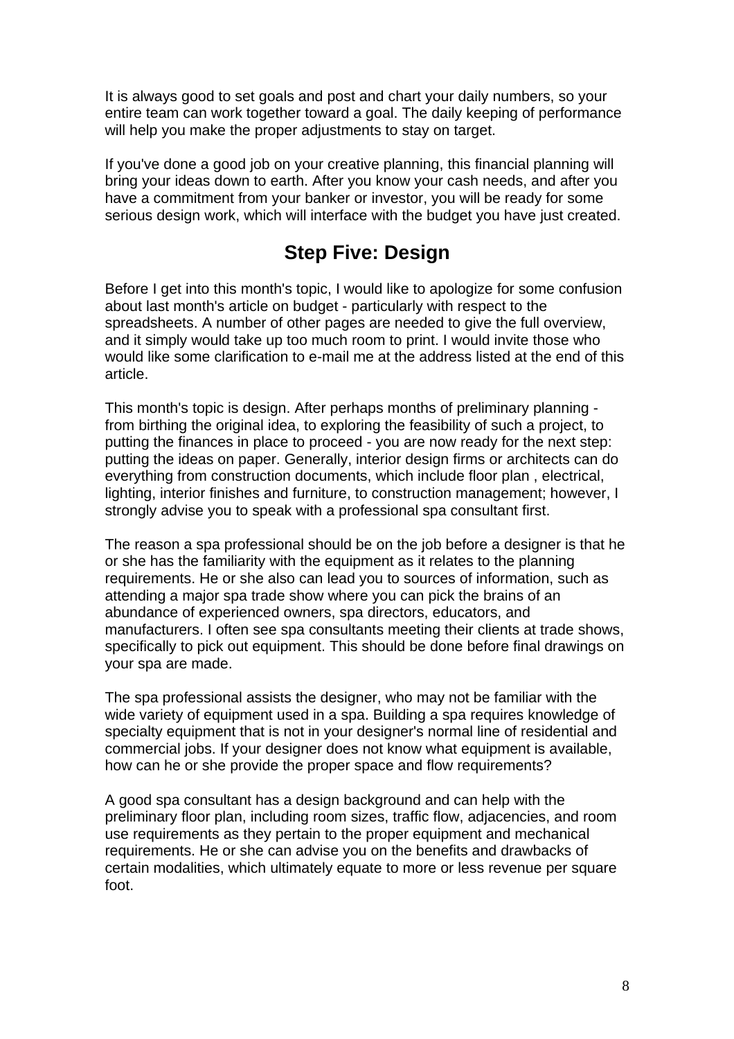It is always good to set goals and post and chart your daily numbers, so your entire team can work together toward a goal. The daily keeping of performance will help you make the proper adjustments to stay on target.

If you've done a good job on your creative planning, this financial planning will bring your ideas down to earth. After you know your cash needs, and after you have a commitment from your banker or investor, you will be ready for some serious design work, which will interface with the budget you have just created.

## Step Five: Design

Before I get into this month's topic, I would like to apologize for some confusion about last month's article on budget - particularly with respect to the spreadsheets. A number of other pages are needed to give the full overview, and it simply would take up too much room to print. I would invite those who would like some clarification to e-mail me at the address listed at the end of this article.

This month's topic is design. After perhaps months of preliminary planning - from birthing the original idea, to exploring the feasibility of such a project, to putting the finances in place to proceed - you are now ready for the next step: putting the ideas on paper. Generally, interior design firms or architects can do everything from construction documents, which include floor plan , electrical, lighting, interior finishes and furniture, to construction management; however, I strongly advise you to speak with a professional spa consultant first.

The reason a spa professional should be on the job before a designer is that he or she has the familiarity with the equipment as it relates to the planning requirements. He or she also can lead you to sources of information, such as attending a major spa trade show where you can pick the brains of an abundance of experienced owners, spa directors, educators, and manufacturers. I often see spa consultants meeting their clients at trade shows, specifically to pick out equipment. This should be done before final drawings on your spa are made.

The spa professional assists the designer, who may not be familiar with the wide variety of equipment used in a spa. Building a spa requires knowledge of specialty equipment that is not in your designer's normal line of residential and commercial jobs. If your designer does not know what equipment is available, how can he or she provide the proper space and flow requirements?

A good spa consultant has a design background and can help with the preliminary floor plan, including room sizes, traffic flow, adjacencies, and room use requirements as they pertain to the proper equipment and mechanical requirements. He or she can advise you on the benefits and drawbacks of certain modalities, which ultimately equate to more or less revenue per square foot.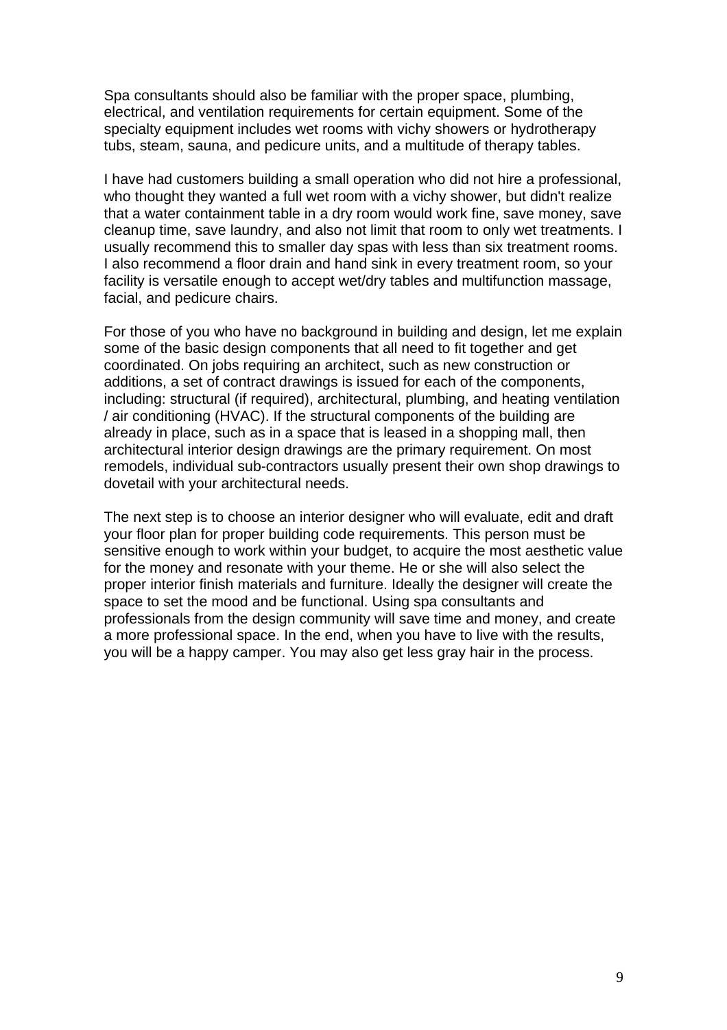Spa consultants should also be familiar with the proper space, plumbing, electrical, and ventilation requirements for certain equipment. Some of the specialty equipment includes wet rooms with vichy showers or hydrotherapy tubs, steam, sauna, and pedicure units, and a multitude of therapy tables.

I have had customers building a small operation who did not hire a professional, who thought they wanted a full wet room with a vichy shower, but didn't realize that a water containment table in a dry room would work fine, save money, save cleanup time, save laundry, and also not limit that room to only wet treatments. I usually recommend this to smaller day spas with less than six treatment rooms. I also recommend a floor drain and hand sink in every treatment room, so your facility is versatile enough to accept wet/dry tables and multifunction massage, facial, and pedicure chairs.

For those of you who have no background in building and design, let me explain some of the basic design components that all need to fit together and get coordinated. On jobs requiring an architect, such as new construction or additions, a set of contract drawings is issued for each of the components, including: structural (if required), architectural, plumbing, and heating ventilation / air conditioning (HVAC). If the structural components of the building are already in place, such as in a space that is leased in a shopping mall, then architectural interior design drawings are the primary requirement. On most remodels, individual sub-contractors usually present their own shop drawings to dovetail with your architectural needs.

The next step is to choose an interior designer who will evaluate, edit and draft your floor plan for proper building code requirements. This person must be sensitive enough to work within your budget, to acquire the most aesthetic value for the money and resonate with your theme. He or she will also select the proper interior finish materials and furniture. Ideally the designer will create the space to set the mood and be functional. Using spa consultants and professionals from the design community will save time and money, and create a more professional space. In the end, when you have to live with the results, you will be a happy camper. You may also get less gray hair in the process.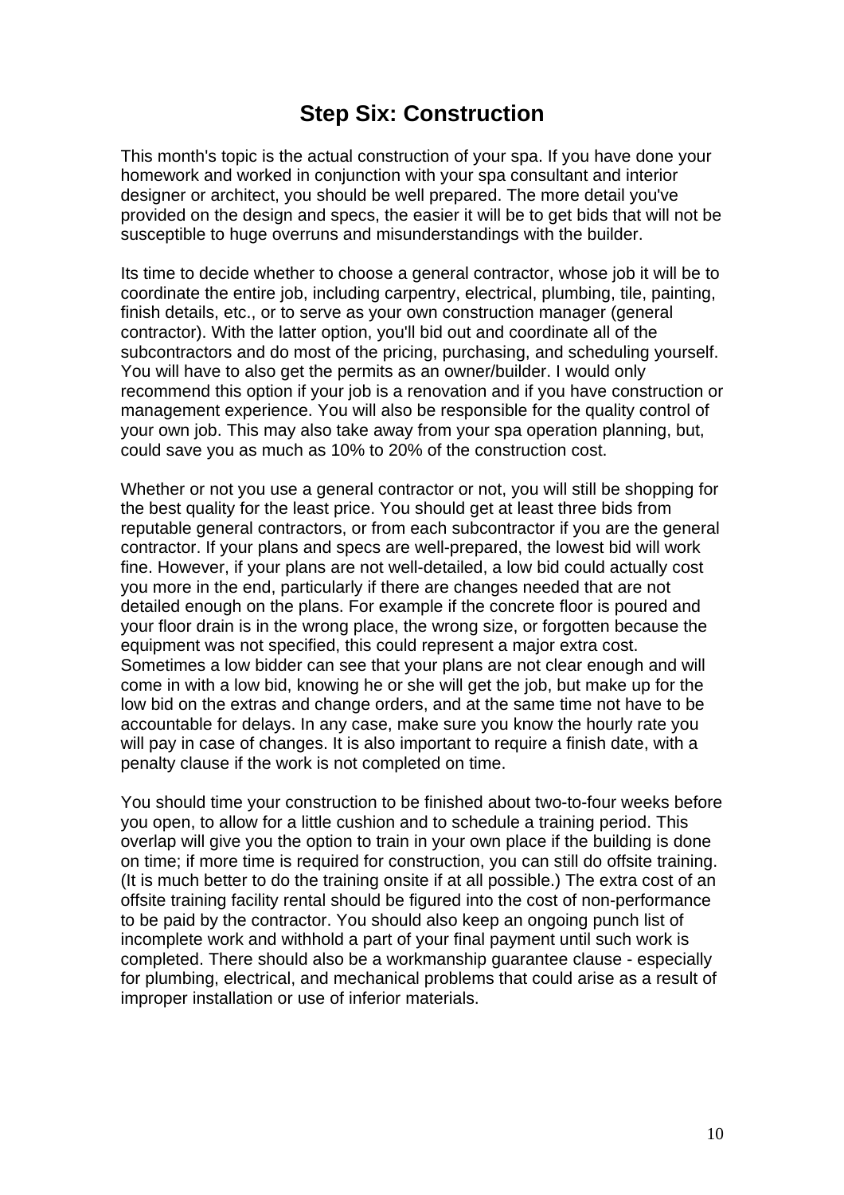# Step Six: Construction

This month's topic is the actual construction of your spa. If you have done your homework and worked in conjunction with your spa consultant and interior designer or architect, you should be well prepared. The more detail you've provided on the design and specs, the easier it will be to get bids that will not be susceptible to huge overruns and misunderstandings with the builder.

Its time to decide whether to choose a general contractor, whose job it will be to coordinate the entire job, including carpentry, electrical, plumbing, tile, painting, finish details, etc., or to serve as your own construction manager (general contractor). With the latter option, you'll bid out and coordinate all of the subcontractors and do most of the pricing, purchasing, and scheduling yourself. You will have to also get the permits as an owner/builder. I would only recommend this option if your job is a renovation and if you have construction or management experience. You will also be responsible for the quality control of your own job. This may also take away from your spa operation planning, but, could save you as much as 10% to 20% of the construction cost.

Whether or not you use a general contractor or not, you will still be shopping for the best quality for the least price. You should get at least three bids from reputable general contractors, or from each subcontractor if you are the general contractor. If your plans and specs are well-prepared, the lowest bid will work fine. However, if your plans are not well-detailed, a low bid could actually cost you more in the end, particularly if there are changes needed that are not detailed enough on the plans. For example if the concrete floor is poured and your floor drain is in the wrong place, the wrong size, or forgotten because the equipment was not specified, this could represent a major extra cost. Sometimes a low bidder can see that your plans are not clear enough and will come in with a low bid, knowing he or she will get the job, but make up for the low bid on the extras and change orders, and at the same time not have to be accountable for delays. In any case, make sure you know the hourly rate you will pay in case of changes. It is also important to require a finish date, with a penalty clause if the work is not completed on time.

You should time your construction to be finished about two-to-four weeks before you open, to allow for a little cushion and to schedule a training period. This overlap will give you the option to train in your own place if the building is done on time; if more time is required for construction, you can still do offsite training. (It is much better to do the training onsite if at all possible.) The extra cost of an offsite training facility rental should be figured into the cost of non-performance to be paid by the contractor. You should also keep an ongoing punch list of incomplete work and withhold a part of your final payment until such work is completed. There should also be a workmanship guarantee clause - especially for plumbing, electrical, and mechanical problems that could arise as a result of improper installation or use of inferior materials.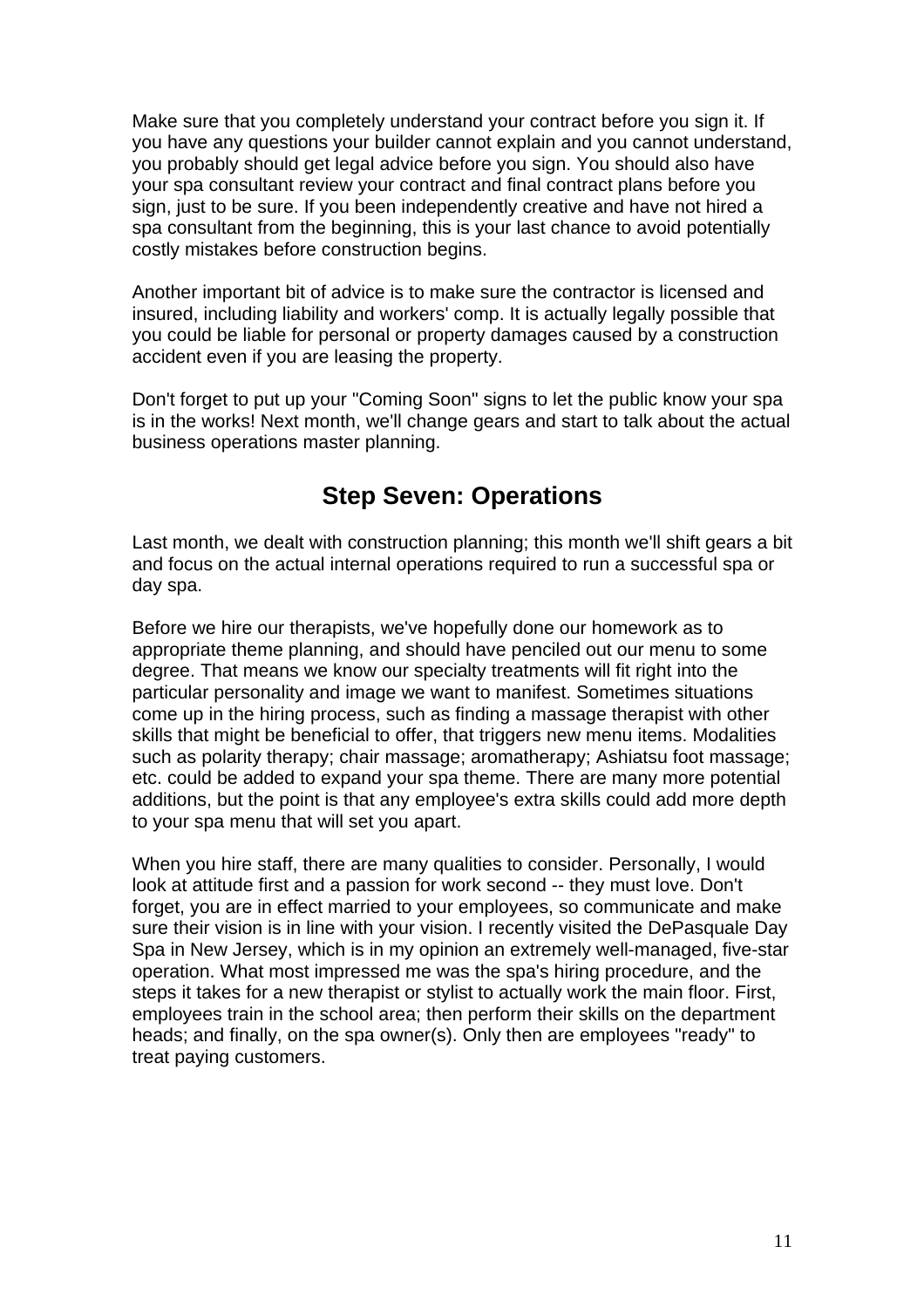Make sure that you completely understand your contract before you sign it. If you have any questions your builder cannot explain and you cannot understand, you probably should get legal advice before you sign. You should also have your spa consultant review your contract and final contract plans before you sign, just to be sure. If you been independently creative and have not hired a spa consultant from the beginning, this is your last chance to avoid potentially costly mistakes before construction begins.

Another important bit of advice is to make sure the contractor is licensed and insured, including liability and workers' comp. It is actually legally possible that you could be liable for personal or property damages caused by a construction accident even if you are leasing the property.

Don't forget to put up your "Coming Soon" signs to let the public know your spa is in the works! Next month, we'll change gears and start to talk about the actual business operations master planning.

## Step Seven: Operations

Last month, we dealt with construction planning; this month we'll shift gears a bit and focus on the actual internal operations required to run a successful spa or day spa.

Before we hire our therapists, we've hopefully done our homework as to appropriate theme planning, and should have penciled out our menu to some degree. That means we know our specialty treatments will fit right into the particular personality and image we want to manifest. Sometimes situations come up in the hiring process, such as finding a massage therapist with other skills that might be beneficial to offer, that triggers new menu items. Modalities such as polarity therapy; chair massage; aromatherapy; Ashiatsu foot massage; etc. could be added to expand your spa theme. There are many more potential additions, but the point is that any employee's extra skills could add more depth to your spa menu that will set you apart.

When you hire staff, there are many qualities to consider. Personally, I would look at attitude first and a passion for work second -- they must love. Don't forget, you are in effect married to your employees, so communicate and make sure their vision is in line with your vision. I recently visited the DePasquale Day Spa in New Jersey, which is in my opinion an extremely well-managed, five-star operation. What most impressed me was the spa's hiring procedure, and the steps it takes for a new therapist or stylist to actually work the main floor. First, employees train in the school area; then perform their skills on the department heads; and finally, on the spa owner(s). Only then are employees "ready" to treat paying customers.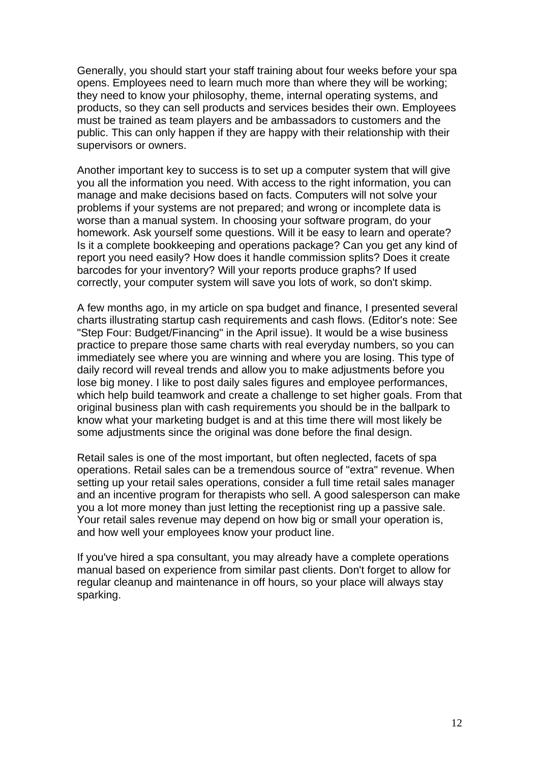Generally, you should start your staff training about four weeks before your spa opens. Employees need to learn much more than where they will be working; they need to know your philosophy, theme, internal operating systems, and products, so they can sell products and services besides their own. Employees must be trained as team players and be ambassadors to customers and the public. This can only happen if they are happy with their relationship with their supervisors or owners.

Another important key to success is to set up a computer system that will give you all the information you need. With access to the right information, you can manage and make decisions based on facts. Computers will not solve your problems if your systems are not prepared; and wrong or incomplete data is worse than a manual system. In choosing your software program, do your homework. Ask yourself some questions. Will it be easy to learn and operate? Is it a complete bookkeeping and operations package? Can you get any kind of report you need easily? How does it handle commission splits? Does it create barcodes for your inventory? Will your reports produce graphs? If used correctly, your computer system will save you lots of work, so don't skimp.

A few months ago, in my article on spa budget and finance, I presented several charts illustrating startup cash requirements and cash flows. (Editor's note: See "Step Four: Budget/Financing" in the April issue). It would be a wise business practice to prepare those same charts with real everyday numbers, so you can immediately see where you are winning and where you are losing. This type of daily record will reveal trends and allow you to make adjustments before you lose big money. I like to post daily sales figures and employee performances, which help build teamwork and create a challenge to set higher goals. From that original business plan with cash requirements you should be in the ballpark to know what your marketing budget is and at this time there will most likely be some adjustments since the original was done before the final design.

Retail sales is one of the most important, but often neglected, facets of spa operations. Retail sales can be a tremendous source of "extra" revenue. When setting up your retail sales operations, consider a full time retail sales manager and an incentive program for therapists who sell. A good salesperson can make you a lot more money than just letting the receptionist ring up a passive sale. Your retail sales revenue may depend on how big or small your operation is, and how well your employees know your product line.

If you've hired a spa consultant, you may already have a complete operations manual based on experience from similar past clients. Don't forget to allow for regular cleanup and maintenance in off hours, so your place will always stay sparking.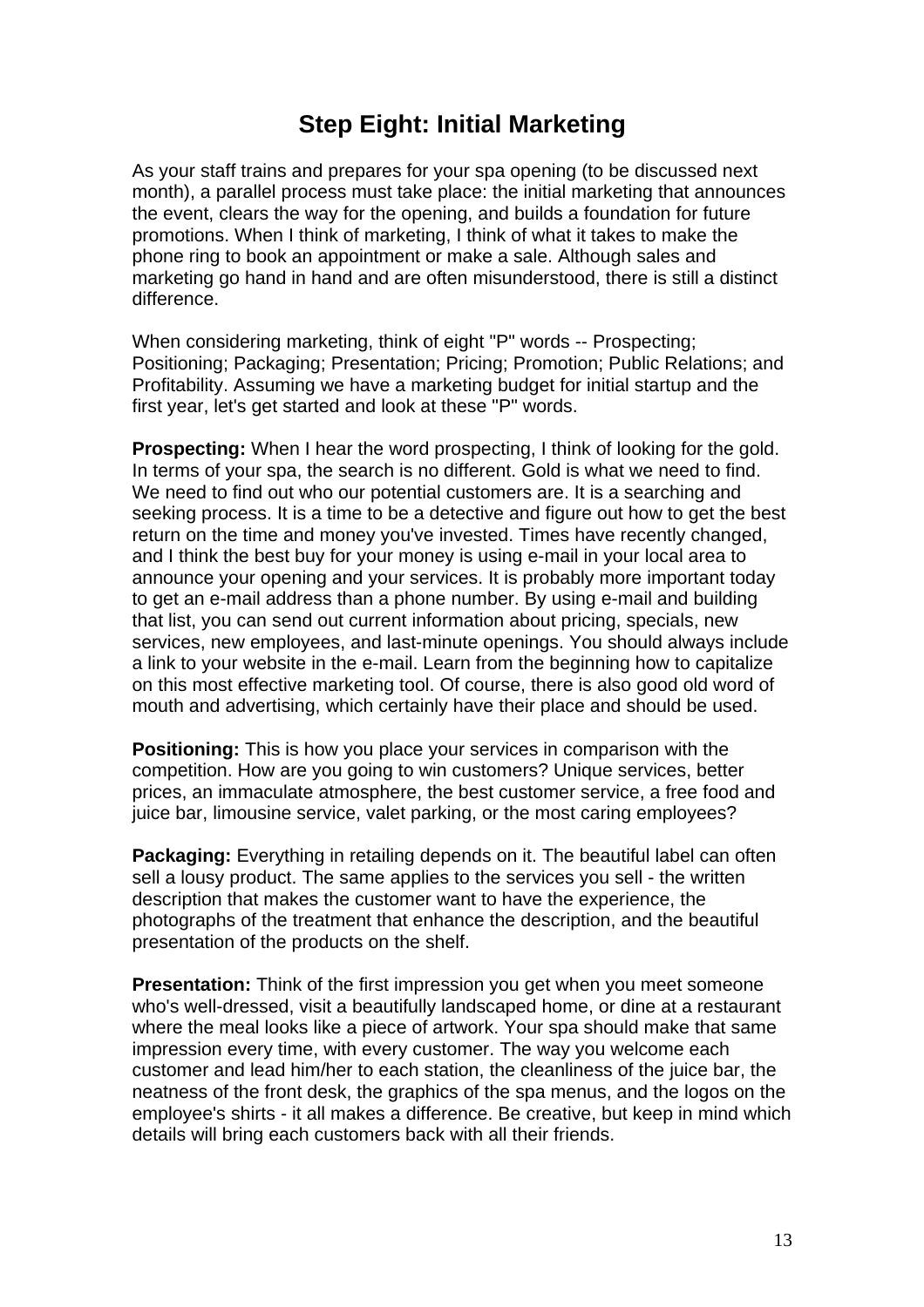## Step Eight: Initial Marketing

As your staff trains and prepares for your spa opening (to be discussed next month), a parallel process must take place: the initial marketing that announces the event, clears the way for the opening, and builds a foundation for future promotions. When I think of marketing, I think of what it takes to make the phone ring to book an appointment or make a sale. Although sales and marketing go hand in hand and are often misunderstood, there is still a distinct difference.

When considering marketing, think of eight "P" words -- Prospecting; Positioning; Packaging; Presentation; Pricing; Promotion; Public Relations; and Profitability. Assuming we have a marketing budget for initial startup and the first year, let's get started and look at these "P" words.

**Prospecting:** When I hear the word prospecting, I think of looking for the gold. In terms of your spa, the search is no different. Gold is what we need to find. We need to find out who our potential customers are. It is a searching and seeking process. It is a time to be a detective and figure out how to get the best return on the time and money you've invested. Times have recently changed, and I think the best buy for your money is using e-mail in your local area to announce your opening and your services. It is probably more important today to get an e-mail address than a phone number. By using e-mail and building that list, you can send out current information about pricing, specials, new services, new employees, and last-minute openings. You should always include a link to your website in the e-mail. Learn from the beginning how to capitalize on this most effective marketing tool. Of course, there is also good old word of mouth and advertising, which certainly have their place and should be used.

**Positioning:** This is how you place your services in comparison with the competition. How are you going to win customers? Unique services, better prices, an immaculate atmosphere, the best customer service, a free food and juice bar, limousine service, valet parking, or the most caring employees?

**Packaging:** Everything in retailing depends on it. The beautiful label can often sell a lousy product. The same applies to the services you sell - the written description that makes the customer want to have the experience, the photographs of the treatment that enhance the description, and the beautiful presentation of the products on the shelf.

**Presentation:** Think of the first impression you get when you meet someone who's well-dressed, visit a beautifully landscaped home, or dine at a restaurant where the meal looks like a piece of artwork. Your spa should make that same impression every time, with every customer. The way you welcome each customer and lead him/her to each station, the cleanliness of the juice bar, the neatness of the front desk, the graphics of the spa menus, and the logos on the employee's shirts - it all makes a difference. Be creative, but keep in mind which details will bring each customers back with all their friends.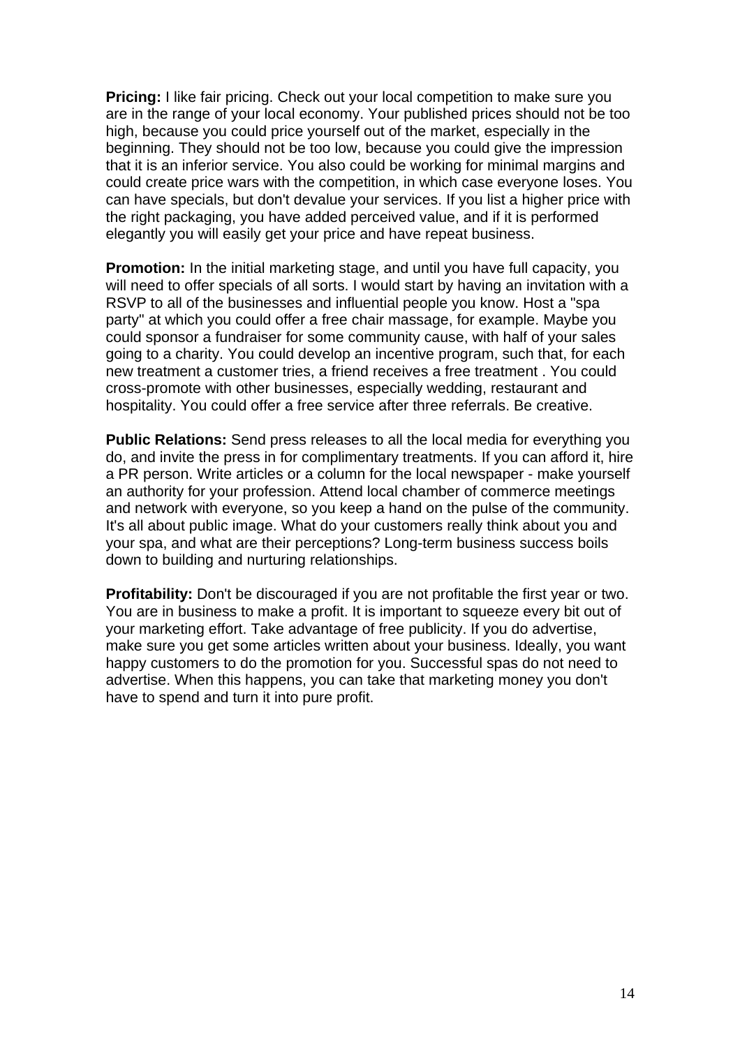**Pricing:** I like fair pricing. Check out your local competition to make sure you are in the range of your local economy. Your published prices should not be too high, because you could price yourself out of the market, especially in the beginning. They should not be too low, because you could give the impression that it is an inferior service. You also could be working for minimal margins and could create price wars with the competition, in which case everyone loses. You can have specials, but don't devalue your services. If you list a higher price with the right packaging, you have added perceived value, and if it is performed elegantly you will easily get your price and have repeat business.

**Promotion:** In the initial marketing stage, and until you have full capacity, you will need to offer specials of all sorts. I would start by having an invitation with a RSVP to all of the businesses and influential people you know. Host a "spa party" at which you could offer a free chair massage, for example. Maybe you could sponsor a fundraiser for some community cause, with half of your sales going to a charity. You could develop an incentive program, such that, for each new treatment a customer tries, a friend receives a free treatment . You could cross-promote with other businesses, especially wedding, restaurant and hospitality. You could offer a free service after three referrals. Be creative.

**Public Relations:** Send press releases to all the local media for everything you do, and invite the press in for complimentary treatments. If you can afford it, hire a PR person. Write articles or a column for the local newspaper - make yourself an authority for your profession. Attend local chamber of commerce meetings and network with everyone, so you keep a hand on the pulse of the community. It's all about public image. What do your customers really think about you and your spa, and what are their perceptions? Long-term business success boils down to building and nurturing relationships.

**Profitability:** Don't be discouraged if you are not profitable the first year or two. You are in business to make a profit. It is important to squeeze every bit out of your marketing effort. Take advantage of free publicity. If you do advertise, make sure you get some articles written about your business. Ideally, you want happy customers to do the promotion for you. Successful spas do not need to advertise. When this happens, you can take that marketing money you don't have to spend and turn it into pure profit.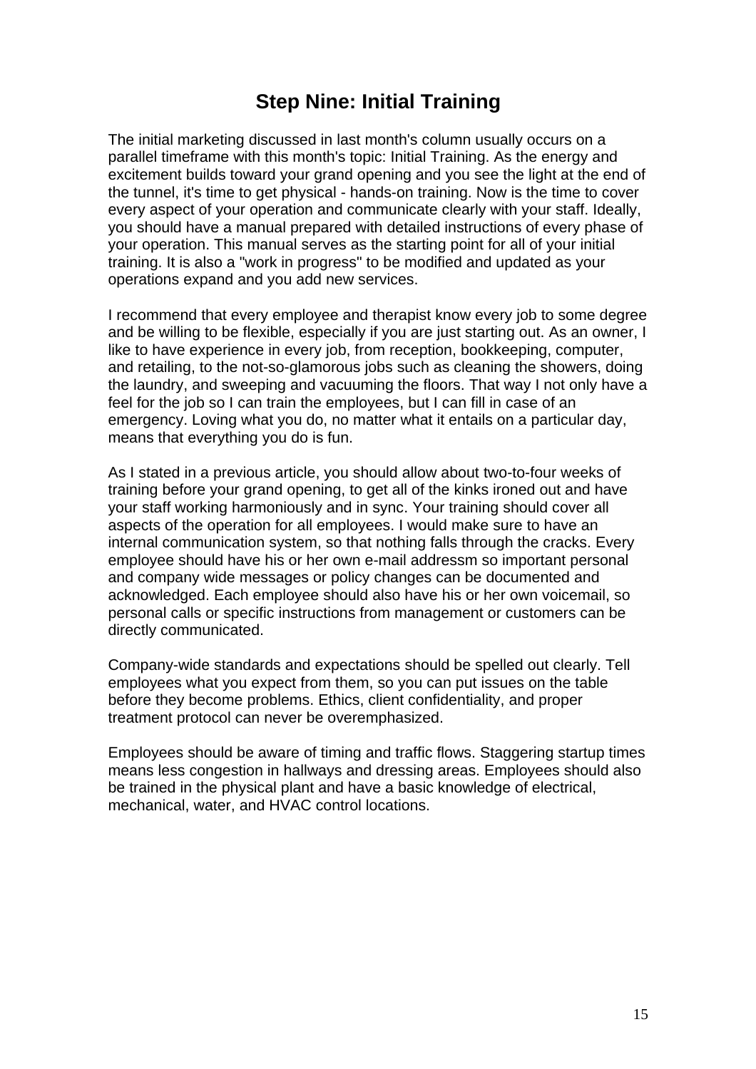# Step Nine: Initial Training

The initial marketing discussed in last month's column usually occurs on a parallel timeframe with this month's topic: Initial Training. As the energy and excitement builds toward your grand opening and you see the light at the end of the tunnel, it's time to get physical - hands-on training. Now is the time to cover every aspect of your operation and communicate clearly with your staff. Ideally, you should have a manual prepared with detailed instructions of every phase of your operation. This manual serves as the starting point for all of your initial training. It is also a "work in progress" to be modified and updated as your operations expand and you add new services.

I recommend that every employee and therapist know every job to some degree and be willing to be flexible, especially if you are just starting out. As an owner, I like to have experience in every job, from reception, bookkeeping, computer, and retailing, to the not-so-glamorous jobs such as cleaning the showers, doing the laundry, and sweeping and vacuuming the floors. That way I not only have a feel for the job so I can train the employees, but I can fill in case of an emergency. Loving what you do, no matter what it entails on a particular day, means that everything you do is fun.

As I stated in a previous article, you should allow about two-to-four weeks of training before your grand opening, to get all of the kinks ironed out and have your staff working harmoniously and in sync. Your training should cover all aspects of the operation for all employees. I would make sure to have an internal communication system, so that nothing falls through the cracks. Every employee should have his or her own e-mail addressm so important personal and company wide messages or policy changes can be documented and acknowledged. Each employee should also have his or her own voicemail, so personal calls or specific instructions from management or customers can be directly communicated.

Company-wide standards and expectations should be spelled out clearly. Tell employees what you expect from them, so you can put issues on the table before they become problems. Ethics, client confidentiality, and proper treatment protocol can never be overemphasized.

Employees should be aware of timing and traffic flows. Staggering startup times means less congestion in hallways and dressing areas. Employees should also be trained in the physical plant and have a basic knowledge of electrical, mechanical, water, and HVAC control locations.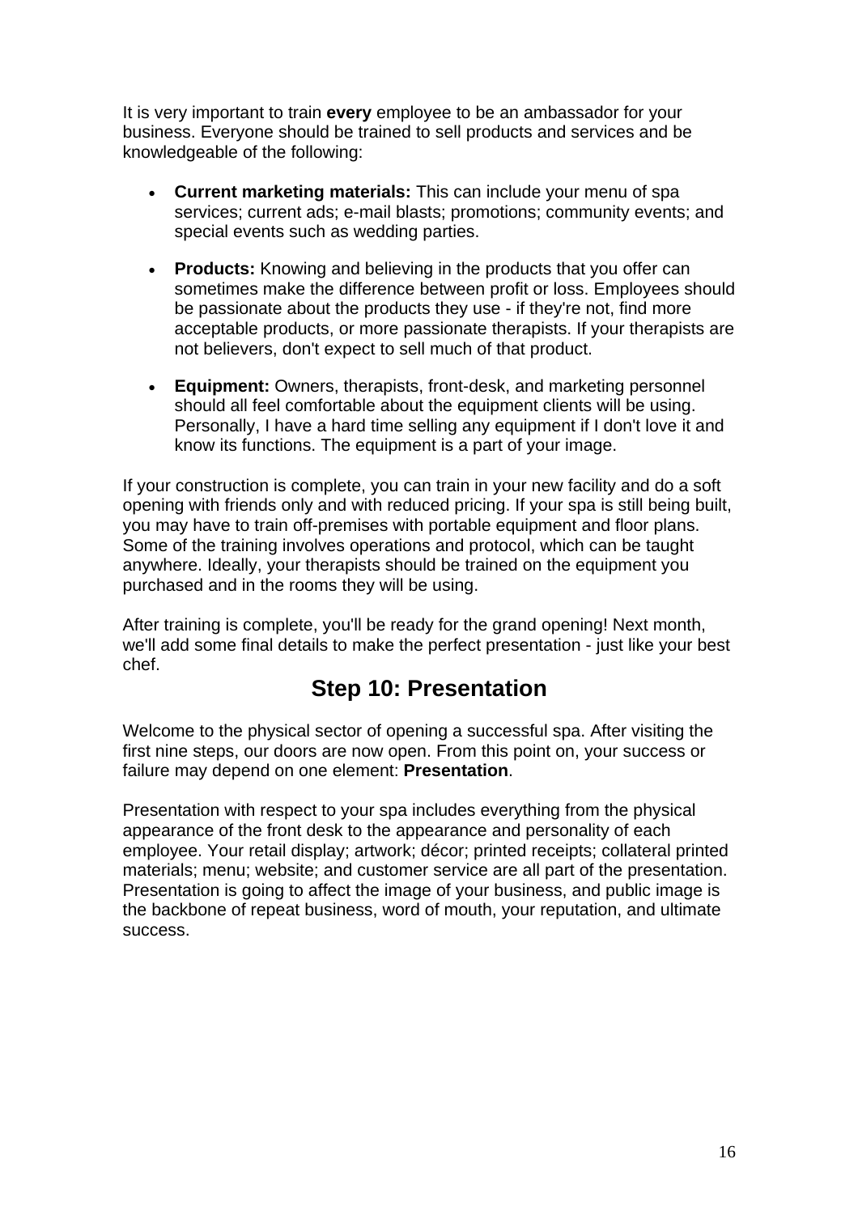It is very important to train **every** employee to be an ambassador for your business. Everyone should be trained to sell products and services and be knowledgeable of the following:

- **Current marketing materials:** This can include your menu of spa services; current ads; e-mail blasts; promotions; community events; and special events such as wedding parties.
- **Products:** Knowing and believing in the products that you offer can sometimes make the difference between profit or loss. Employees should be passionate about the products they use - if they're not, find more acceptable products, or more passionate therapists. If your therapists are not believers, don't expect to sell much of that product.
- **Equipment:** Owners, therapists, front-desk, and marketing personnel should all feel comfortable about the equipment clients will be using. Personally, I have a hard time selling any equipment if I don't love it and know its functions. The equipment is a part of your image.

If your construction is complete, you can train in your new facility and do a soft opening with friends only and with reduced pricing. If your spa is still being built, you may have to train off-premises with portable equipment and floor plans. Some of the training involves operations and protocol, which can be taught anywhere. Ideally, your therapists should be trained on the equipment you purchased and in the rooms they will be using.

After training is complete, you'll be ready for the grand opening! Next month, we'll add some final details to make the perfect presentation - just like your best chef.

## Step 10: Presentation

Welcome to the physical sector of opening a successful spa. After visiting the first nine steps, our doors are now open. From this point on, your success or failure may depend on one element: **Presentation**.

Presentation with respect to your spa includes everything from the physical appearance of the front desk to the appearance and personality of each employee. Your retail display; artwork; décor; printed receipts; collateral printed materials; menu; website; and customer service are all part of the presentation. Presentation is going to affect the image of your business, and public image is the backbone of repeat business, word of mouth, your reputation, and ultimate success.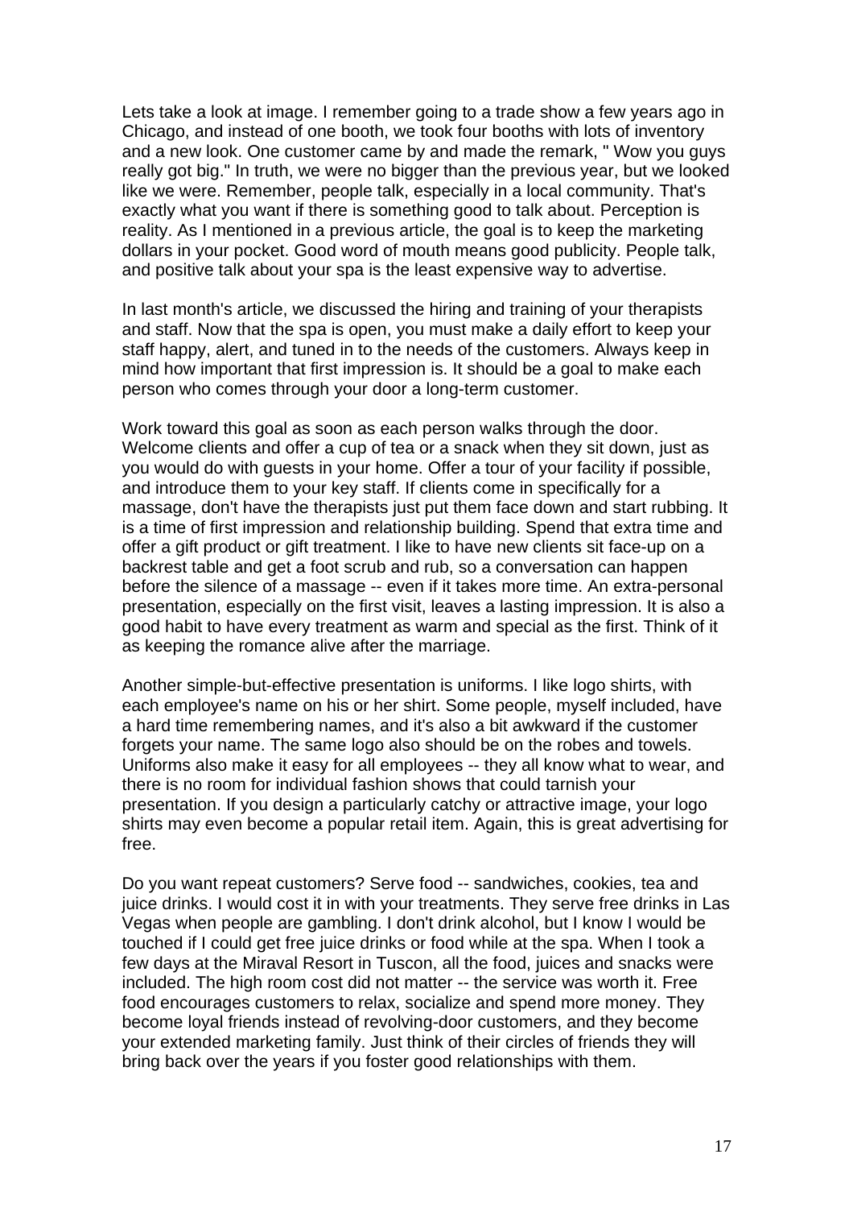Lets take a look at image. I remember going to a trade show a few years ago in Chicago, and instead of one booth, we took four booths with lots of inventory and a new look. One customer came by and made the remark, " Wow you guys really got big." In truth, we were no bigger than the previous year, but we looked like we were. Remember, people talk, especially in a local community. That's exactly what you want if there is something good to talk about. Perception is reality. As I mentioned in a previous article, the goal is to keep the marketing dollars in your pocket. Good word of mouth means good publicity. People talk, and positive talk about your spa is the least expensive way to advertise.

In last month's article, we discussed the hiring and training of your therapists and staff. Now that the spa is open, you must make a daily effort to keep your staff happy, alert, and tuned in to the needs of the customers. Always keep in mind how important that first impression is. It should be a goal to make each person who comes through your door a long-term customer.

Work toward this goal as soon as each person walks through the door. Welcome clients and offer a cup of tea or a snack when they sit down, just as you would do with guests in your home. Offer a tour of your facility if possible, and introduce them to your key staff. If clients come in specifically for a massage, don't have the therapists just put them face down and start rubbing. It is a time of first impression and relationship building. Spend that extra time and offer a gift product or gift treatment. I like to have new clients sit face-up on a backrest table and get a foot scrub and rub, so a conversation can happen before the silence of a massage -- even if it takes more time. An extra-personal presentation, especially on the first visit, leaves a lasting impression. It is also a good habit to have every treatment as warm and special as the first. Think of it as keeping the romance alive after the marriage.

Another simple-but-effective presentation is uniforms. I like logo shirts, with each employee's name on his or her shirt. Some people, myself included, have a hard time remembering names, and it's also a bit awkward if the customer forgets your name. The same logo also should be on the robes and towels. Uniforms also make it easy for all employees -- they all know what to wear, and there is no room for individual fashion shows that could tarnish your presentation. If you design a particularly catchy or attractive image, your logo shirts may even become a popular retail item. Again, this is great advertising for free.

Do you want repeat customers? Serve food -- sandwiches, cookies, tea and juice drinks. I would cost it in with your treatments. They serve free drinks in Las Vegas when people are gambling. I don't drink alcohol, but I know I would be touched if I could get free juice drinks or food while at the spa. When I took a few days at the Miraval Resort in Tuscon, all the food, juices and snacks were included. The high room cost did not matter -- the service was worth it. Free food encourages customers to relax, socialize and spend more money. They become loyal friends instead of revolving-door customers, and they become your extended marketing family. Just think of their circles of friends they will bring back over the years if you foster good relationships with them.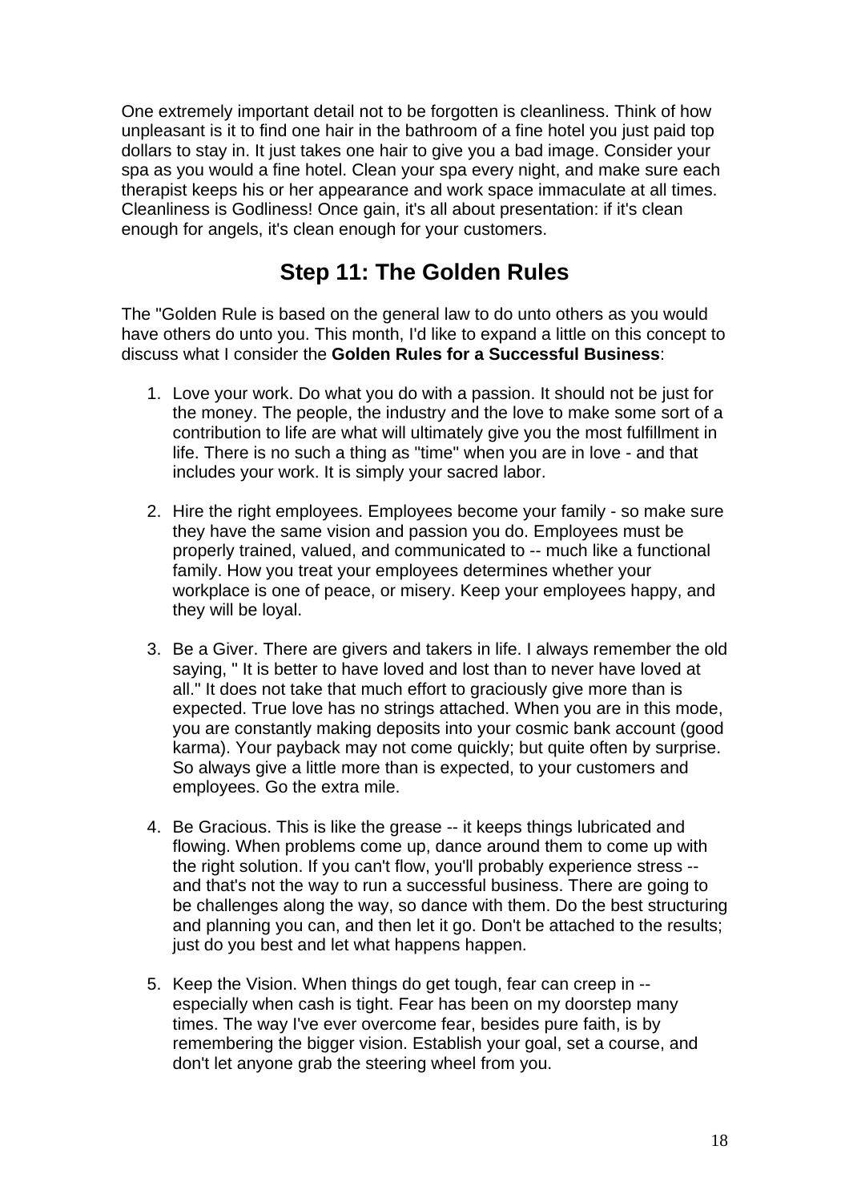One extremely important detail not to be forgotten is cleanliness. Think of how unpleasant is it to find one hair in the bathroom of a fine hotel you just paid top dollars to stay in. It just takes one hair to give you a bad image. Consider your spa as you would a fine hotel. Clean your spa every night, and make sure each therapist keeps his or her appearance and work space immaculate at all times. Cleanliness is Godliness! Once gain, it's all about presentation: if it's clean enough for angels, it's clean enough for your customers.

## Step 11: The Golden Rules

The "Golden Rule is based on the general law to do unto others as you would have others do unto you. This month, I'd like to expand a little on this concept to discuss what I consider the **Golden Rules for a Successful Business**:

1. Love your work. Do what you do with a passion. It should not be just for the money. The people, the industry and the love to make some sort of a contribution to life are what will ultimately give you the most fulfillment in life. There is no such a thing as "time" when you are in love - and that includes your work. It is simply your sacred labor.

2. Hire the right employees. Employees become your family - so make sure they have the same vision and passion you do. Employees must be properly trained, valued, and communicated to -- much like a functional family. How you treat your employees determines whether your workplace is one of peace, or misery. Keep your employees happy, and they will be loyal.

3. Be a Giver. There are givers and takers in life. I always remember the old saying, " It is better to have loved and lost than to never have loved at all." It does not take that much effort to graciously give more than is expected. True love has no strings attached. When you are in this mode, you are constantly making deposits into your cosmic bank account (good karma). Your payback may not come quickly; but quite often by surprise. So always give a little more than is expected, to your customers and employees. Go the extra mile.

4. Be Gracious. This is like the grease -- it keeps things lubricated and flowing. When problems come up, dance around them to come up with the right solution. If you can't flow, you'll probably experience stress -- and that's not the way to run a successful business. There are going to be challenges along the way, so dance with them. Do the best structuring and planning you can, and then let it go. Don't be attached to the results; just do you best and let what happens happen.

5. Keep the Vision. When things do get tough, fear can creep in -- especially when cash is tight. Fear has been on my doorstep many times. The way I've ever overcome fear, besides pure faith, is by remembering the bigger vision. Establish your goal, set a course, and don't let anyone grab the steering wheel from you.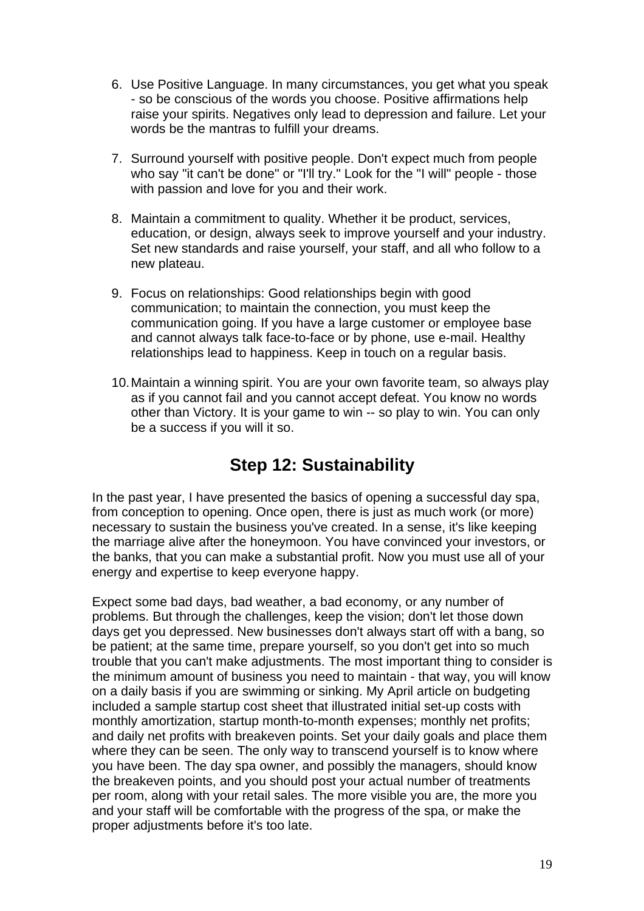6. Use Positive Language. In many circumstances, you get what you speak - so be conscious of the words you choose. Positive affirmations help raise your spirits. Negatives only lead to depression and failure. Let your words be the mantras to fulfill your dreams.

7. Surround yourself with positive people. Don't expect much from people who say "it can't be done" or "I'll try." Look for the "I will" people - those with passion and love for you and their work.

8. Maintain a commitment to quality. Whether it be product, services, education, or design, always seek to improve yourself and your industry. Set new standards and raise yourself, your staff, and all who follow to a new plateau.

9. Focus on relationships: Good relationships begin with good communication; to maintain the connection, you must keep the communication going. If you have a large customer or employee base and cannot always talk face-to-face or by phone, use e-mail. Healthy relationships lead to happiness. Keep in touch on a regular basis.

10. Maintain a winning spirit. You are your own favorite team, so always play as if you cannot fail and you cannot accept defeat. You know no words other than Victory. It is your game to win -- so play to win. You can only be a success if you will it so.

## Step 12: Sustainability

In the past year, I have presented the basics of opening a successful day spa, from conception to opening. Once open, there is just as much work (or more) necessary to sustain the business you've created. In a sense, it's like keeping the marriage alive after the honeymoon. You have convinced your investors, or the banks, that you can make a substantial profit. Now you must use all of your energy and expertise to keep everyone happy.

Expect some bad days, bad weather, a bad economy, or any number of problems. But through the challenges, keep the vision; don't let those down days get you depressed. New businesses don't always start off with a bang, so be patient; at the same time, prepare yourself, so you don't get into so much trouble that you can't make adjustments. The most important thing to consider is the minimum amount of business you need to maintain - that way, you will know on a daily basis if you are swimming or sinking. My April article on budgeting included a sample startup cost sheet that illustrated initial set-up costs with monthly amortization, startup month-to-month expenses; monthly net profits; and daily net profits with breakeven points. Set your daily goals and place them where they can be seen. The only way to transcend yourself is to know where you have been. The day spa owner, and possibly the managers, should know the breakeven points, and you should post your actual number of treatments per room, along with your retail sales. The more visible you are, the more you and your staff will be comfortable with the progress of the spa, or make the proper adjustments before it's too late.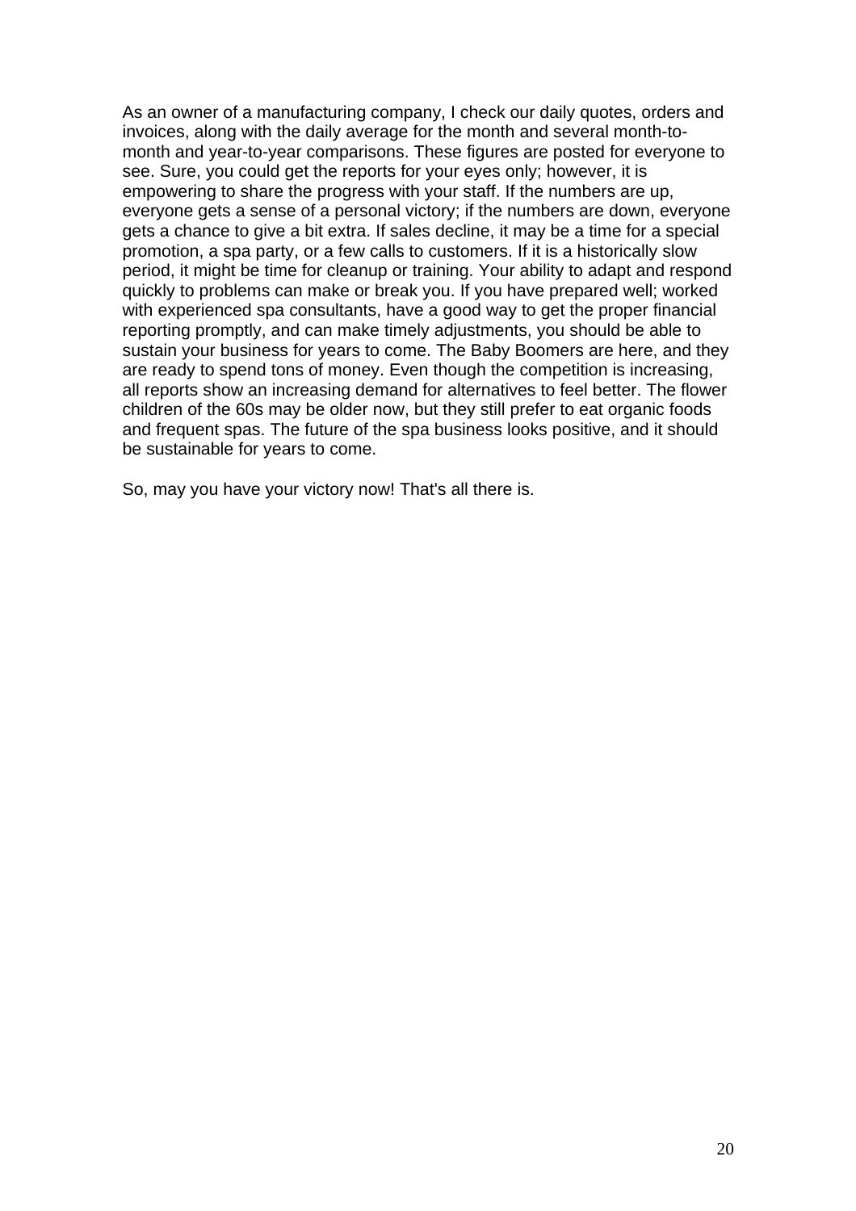As an owner of a manufacturing company, I check our daily quotes, orders and invoices, along with the daily average for the month and several month-to-month and year-to-year comparisons. These figures are posted for everyone to see. Sure, you could get the reports for your eyes only; however, it is empowering to share the progress with your staff. If the numbers are up, everyone gets a sense of a personal victory; if the numbers are down, everyone gets a chance to give a bit extra. If sales decline, it may be a time for a special promotion, a spa party, or a few calls to customers. If it is a historically slow period, it might be time for cleanup or training. Your ability to adapt and respond quickly to problems can make or break you. If you have prepared well; worked with experienced spa consultants, have a good way to get the proper financial reporting promptly, and can make timely adjustments, you should be able to sustain your business for years to come. The Baby Boomers are here, and they are ready to spend tons of money. Even though the competition is increasing, all reports show an increasing demand for alternatives to feel better. The flower children of the 60s may be older now, but they still prefer to eat organic foods and frequent spas. The future of the spa business looks positive, and it should be sustainable for years to come.

So, may you have your victory now! That's all there is.